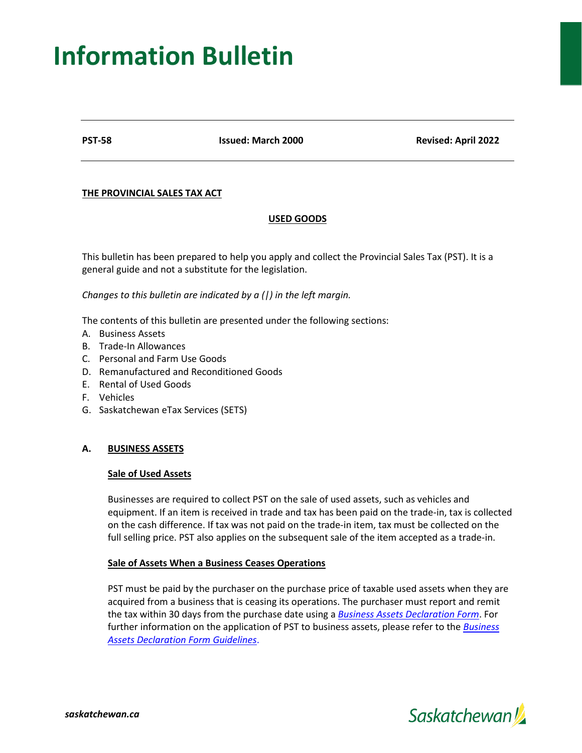# Information Bulletin

**PST-58** | **Issued: March 2000** | **Revised: April 2022**

**THE PROVINCIAL SALES TAX ACT**

**USED GOODS**

This bulletin has been prepared to help you apply and collect the Provincial Sales Tax (PST). It is a general guide and not a substitute for the legislation.

*Changes to this bulletin are indicated by a (|) in the left margin.*

The contents of this bulletin are presented under the following sections:

A. Business Assets
B. Trade-In Allowances
C. Personal and Farm Use Goods
D. Remanufactured and Reconditioned Goods
E. Rental of Used Goods
F. Vehicles
G. Saskatchewan eTax Services (SETS)

## A. BUSINESS ASSETS

### Sale of Used Assets

Businesses are required to collect PST on the sale of used assets, such as vehicles and equipment. If an item is received in trade and tax has been paid on the trade-in, tax is collected on the cash difference. If tax was not paid on the trade-in item, tax must be collected on the full selling price. PST also applies on the subsequent sale of the item accepted as a trade-in.

### Sale of Assets When a Business Ceases Operations

PST must be paid by the purchaser on the purchase price of taxable used assets when they are acquired from a business that is ceasing its operations. The purchaser must report and remit the tax within 30 days from the purchase date using a *Business Assets Declaration Form*. For further information on the application of PST to business assets, please refer to the *Business Assets Declaration Form Guidelines*.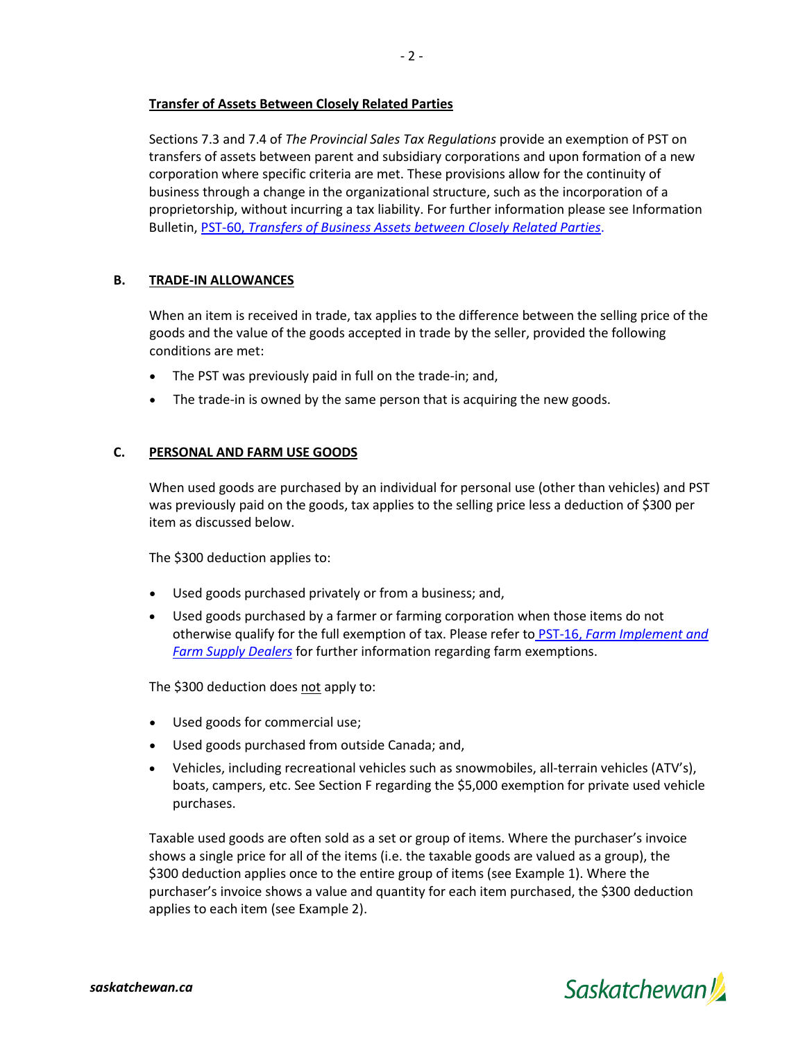**Transfer of Assets Between Closely Related Parties**

Sections 7.3 and 7.4 of *The Provincial Sales Tax Regulations* provide an exemption of PST on transfers of assets between parent and subsidiary corporations and upon formation of a new corporation where specific criteria are met. These provisions allow for the continuity of business through a change in the organizational structure, such as the incorporation of a proprietorship, without incurring a tax liability. For further information please see Information Bulletin, [PST-60, *Transfers of Business Assets between Closely Related Parties*](#).

## B. TRADE-IN ALLOWANCES

When an item is received in trade, tax applies to the difference between the selling price of the goods and the value of the goods accepted in trade by the seller, provided the following conditions are met:

- The PST was previously paid in full on the trade-in; and,
- The trade-in is owned by the same person that is acquiring the new goods.

## C. PERSONAL AND FARM USE GOODS

When used goods are purchased by an individual for personal use (other than vehicles) and PST was previously paid on the goods, tax applies to the selling price less a deduction of $300 per item as discussed below.

The $300 deduction applies to:

- Used goods purchased privately or from a business; and,
- Used goods purchased by a farmer or farming corporation when those items do not otherwise qualify for the full exemption of tax. Please refer to [PST-16, *Farm Implement and Farm Supply Dealers*](#) for further information regarding farm exemptions.

The $300 deduction does not apply to:

- Used goods for commercial use;
- Used goods purchased from outside Canada; and,
- Vehicles, including recreational vehicles such as snowmobiles, all-terrain vehicles (ATV's), boats, campers, etc. See Section F regarding the $5,000 exemption for private used vehicle purchases.

Taxable used goods are often sold as a set or group of items. Where the purchaser's invoice shows a single price for all of the items (i.e. the taxable goods are valued as a group), the $300 deduction applies once to the entire group of items (see Example 1). Where the purchaser's invoice shows a value and quantity for each item purchased, the $300 deduction applies to each item (see Example 2).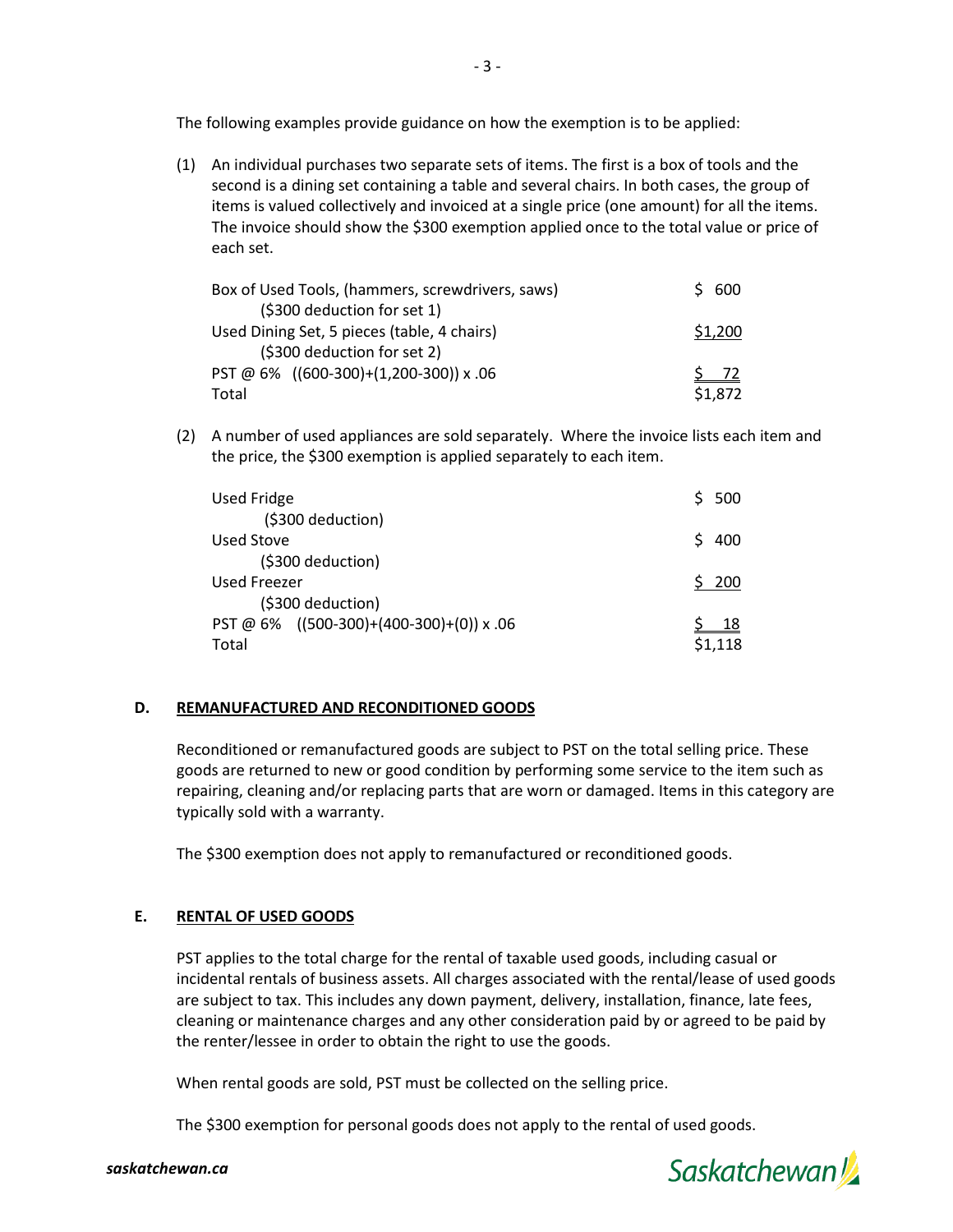The following examples provide guidance on how the exemption is to be applied:

(1) An individual purchases two separate sets of items. The first is a box of tools and the second is a dining set containing a table and several chairs. In both cases, the group of items is valued collectively and invoiced at a single price (one amount) for all the items. The invoice should show the $300 exemption applied once to the total value or price of each set.

| | |
|---|---|
| Box of Used Tools, (hammers, screwdrivers, saws)<br>($300 deduction for set 1) | $ 600 |
| Used Dining Set, 5 pieces (table, 4 chairs)<br>($300 deduction for set 2) | $1,200 |
| PST @ 6% ((600-300)+(1,200-300)) x .06 | $ 72 |
| Total | $1,872 |

(2) A number of used appliances are sold separately. Where the invoice lists each item and the price, the $300 exemption is applied separately to each item.

| | |
|---|---|
| Used Fridge<br>($300 deduction) | $ 500 |
| Used Stove<br>($300 deduction) | $ 400 |
| Used Freezer<br>($300 deduction) | $ 200 |
| PST @ 6% ((500-300)+(400-300)+(0)) x .06 | $ 18 |
| Total | $1,118 |

## D. REMANUFACTURED AND RECONDITIONED GOODS

Reconditioned or remanufactured goods are subject to PST on the total selling price. These goods are returned to new or good condition by performing some service to the item such as repairing, cleaning and/or replacing parts that are worn or damaged. Items in this category are typically sold with a warranty.

The $300 exemption does not apply to remanufactured or reconditioned goods.

## E. RENTAL OF USED GOODS

PST applies to the total charge for the rental of taxable used goods, including casual or incidental rentals of business assets. All charges associated with the rental/lease of used goods are subject to tax. This includes any down payment, delivery, installation, finance, late fees, cleaning or maintenance charges and any other consideration paid by or agreed to be paid by the renter/lessee in order to obtain the right to use the goods.

When rental goods are sold, PST must be collected on the selling price.

The $300 exemption for personal goods does not apply to the rental of used goods.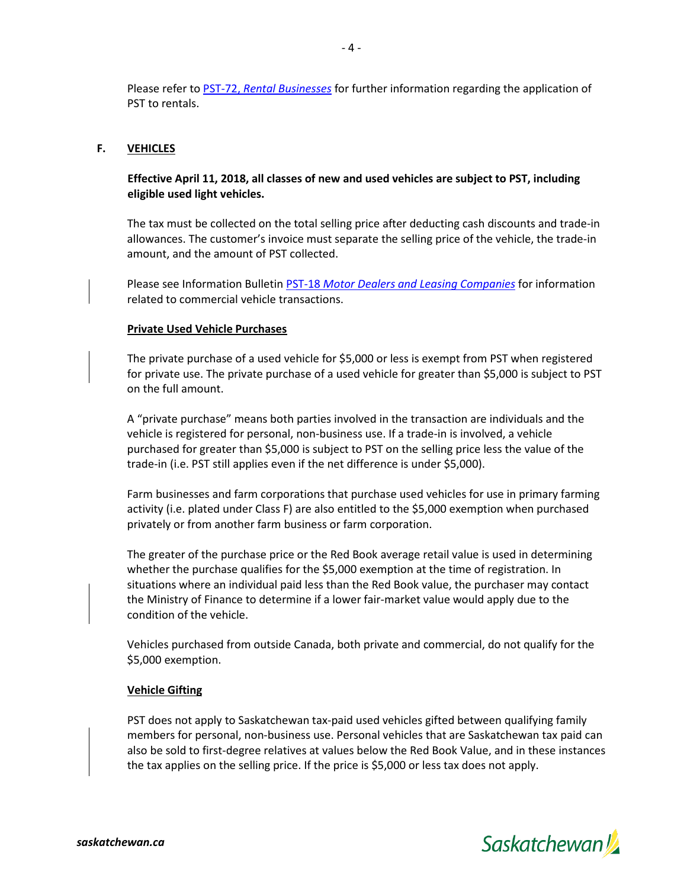Please refer to [PST-72, *Rental Businesses*] for further information regarding the application of PST to rentals.

## F. VEHICLES

**Effective April 11, 2018, all classes of new and used vehicles are subject to PST, including eligible used light vehicles.**

The tax must be collected on the total selling price after deducting cash discounts and trade-in allowances. The customer's invoice must separate the selling price of the vehicle, the trade-in amount, and the amount of PST collected.

Please see Information Bulletin [PST-18 *Motor Dealers and Leasing Companies*] for information related to commercial vehicle transactions.

### Private Used Vehicle Purchases

The private purchase of a used vehicle for $5,000 or less is exempt from PST when registered for private use. The private purchase of a used vehicle for greater than $5,000 is subject to PST on the full amount.

A "private purchase" means both parties involved in the transaction are individuals and the vehicle is registered for personal, non-business use. If a trade-in is involved, a vehicle purchased for greater than $5,000 is subject to PST on the selling price less the value of the trade-in (i.e. PST still applies even if the net difference is under $5,000).

Farm businesses and farm corporations that purchase used vehicles for use in primary farming activity (i.e. plated under Class F) are also entitled to the $5,000 exemption when purchased privately or from another farm business or farm corporation.

The greater of the purchase price or the Red Book average retail value is used in determining whether the purchase qualifies for the $5,000 exemption at the time of registration. In situations where an individual paid less than the Red Book value, the purchaser may contact the Ministry of Finance to determine if a lower fair-market value would apply due to the condition of the vehicle.

Vehicles purchased from outside Canada, both private and commercial, do not qualify for the $5,000 exemption.

### Vehicle Gifting

PST does not apply to Saskatchewan tax-paid used vehicles gifted between qualifying family members for personal, non-business use. Personal vehicles that are Saskatchewan tax paid can also be sold to first-degree relatives at values below the Red Book Value, and in these instances the tax applies on the selling price. If the price is $5,000 or less tax does not apply.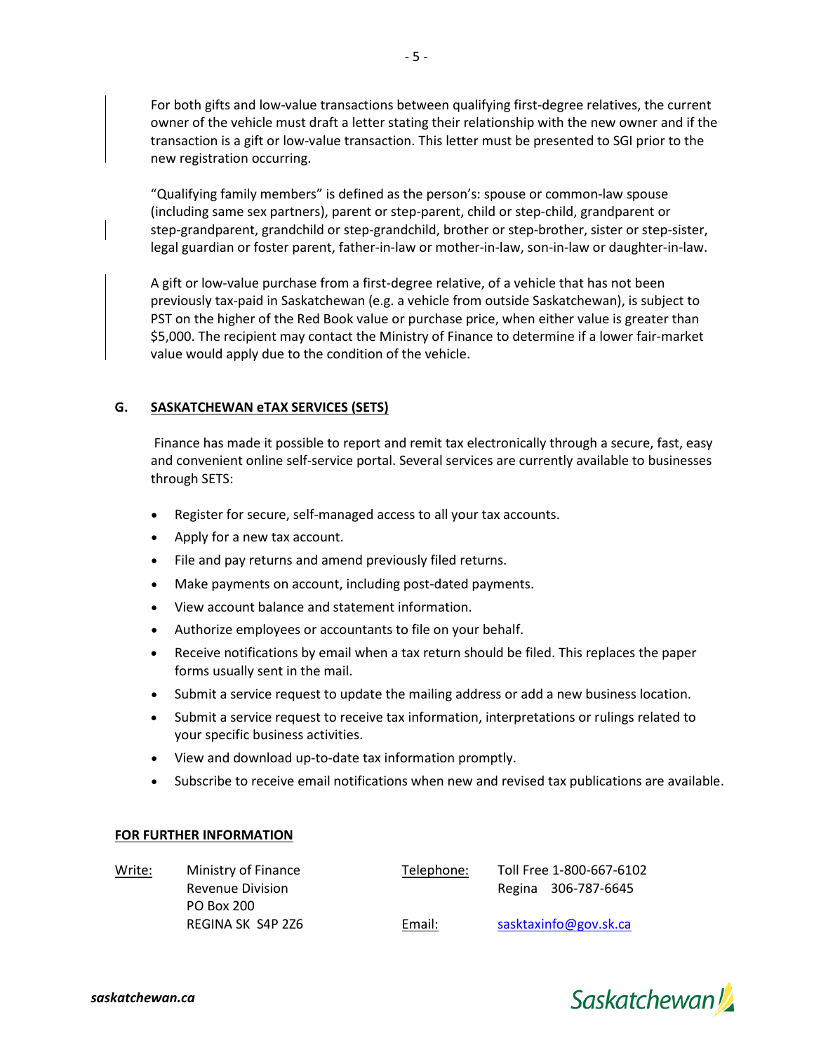For both gifts and low-value transactions between qualifying first-degree relatives, the current owner of the vehicle must draft a letter stating their relationship with the new owner and if the transaction is a gift or low-value transaction. This letter must be presented to SGI prior to the new registration occurring.

"Qualifying family members" is defined as the person's: spouse or common-law spouse (including same sex partners), parent or step-parent, child or step-child, grandparent or step-grandparent, grandchild or step-grandchild, brother or step-brother, sister or step-sister, legal guardian or foster parent, father-in-law or mother-in-law, son-in-law or daughter-in-law.

A gift or low-value purchase from a first-degree relative, of a vehicle that has not been previously tax-paid in Saskatchewan (e.g. a vehicle from outside Saskatchewan), is subject to PST on the higher of the Red Book value or purchase price, when either value is greater than $5,000. The recipient may contact the Ministry of Finance to determine if a lower fair-market value would apply due to the condition of the vehicle.

## G. SASKATCHEWAN eTAX SERVICES (SETS)

Finance has made it possible to report and remit tax electronically through a secure, fast, easy and convenient online self-service portal. Several services are currently available to businesses through SETS:

- Register for secure, self-managed access to all your tax accounts.
- Apply for a new tax account.
- File and pay returns and amend previously filed returns.
- Make payments on account, including post-dated payments.
- View account balance and statement information.
- Authorize employees or accountants to file on your behalf.
- Receive notifications by email when a tax return should be filed. This replaces the paper forms usually sent in the mail.
- Submit a service request to update the mailing address or add a new business location.
- Submit a service request to receive tax information, interpretations or rulings related to your specific business activities.
- View and download up-to-date tax information promptly.
- Subscribe to receive email notifications when new and revised tax publications are available.

## FOR FURTHER INFORMATION

| | | | |
|---|---|---|---|
| Write: | Ministry of Finance<br>Revenue Division<br>PO Box 200<br>REGINA SK S4P 2Z6 | Telephone:<br><br><br>Email: | Toll Free 1-800-667-6102<br>Regina 306-787-6645<br><br>sasktaxinfo@gov.sk.ca |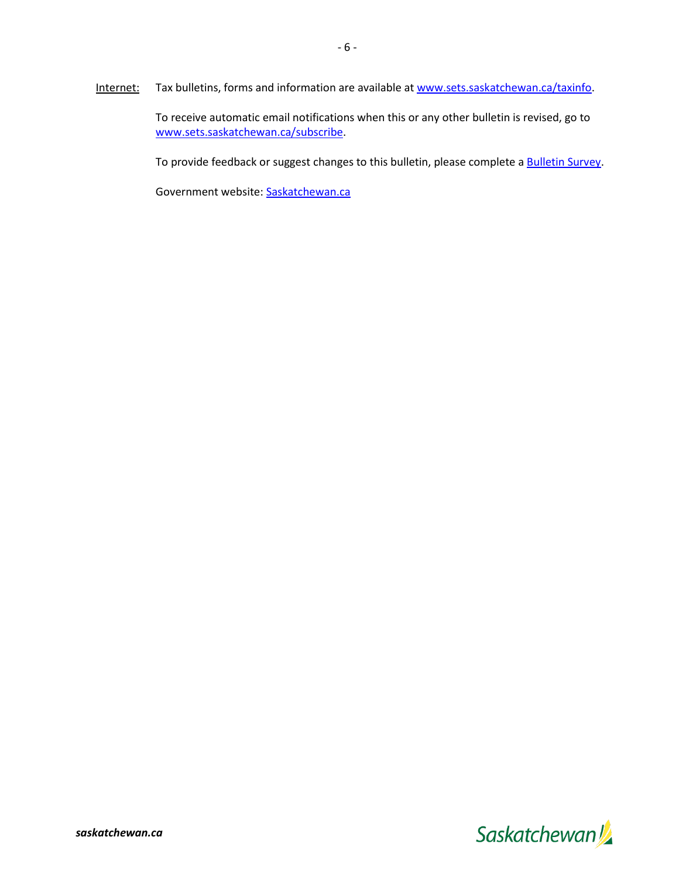Internet: Tax bulletins, forms and information are available at [www.sets.saskatchewan.ca/taxinfo](http://www.sets.saskatchewan.ca/taxinfo).

To receive automatic email notifications when this or any other bulletin is revised, go to [www.sets.saskatchewan.ca/subscribe](http://www.sets.saskatchewan.ca/subscribe).

To provide feedback or suggest changes to this bulletin, please complete a Bulletin Survey.

Government website: [Saskatchewan.ca](http://Saskatchewan.ca)